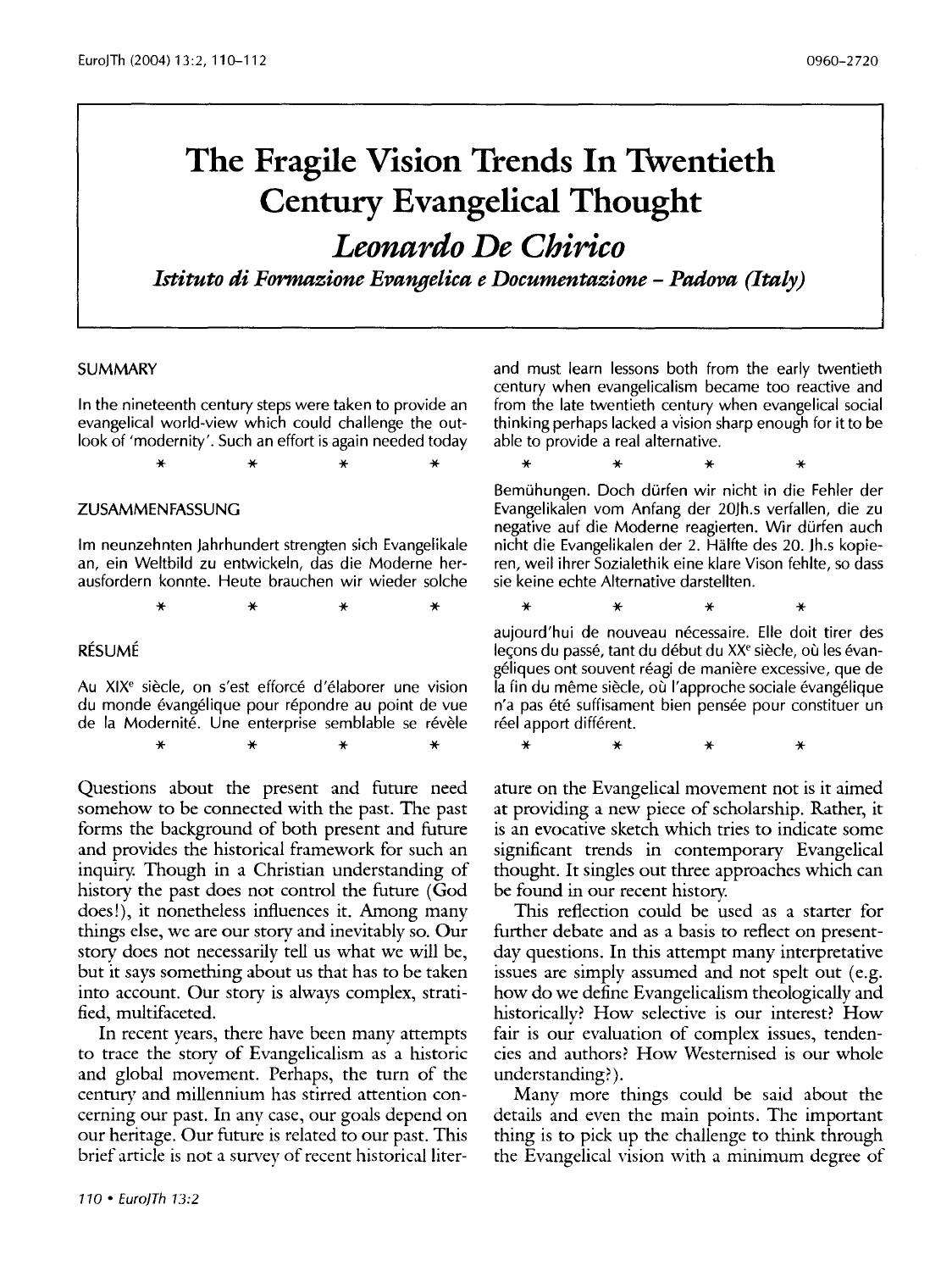# The Fragile Vision Trends In Twentieth Century Evangelical Thought

## *Leonardo De Chirico*

***Istituto di Formazione Evangelica e Documentazione – Padova (Italy)***

### SUMMARY

In the nineteenth century steps were taken to provide an evangelical world-view which could challenge the outlook of 'modernity'. Such an effort is again needed today and must learn lessons both from the early twentieth century when evangelicalism became too reactive and from the late twentieth century when evangelical social thinking perhaps lacked a vision sharp enough for it to be able to provide a real alternative.

\* \* \* \*

### ZUSAMMENFASSUNG

Im neunzehnten Jahrhundert strengten sich Evangelikale an, ein Weltbild zu entwickeln, das die Moderne herausfordern konnte. Heute brauchen wir wieder solche Bemühungen. Doch dürfen wir nicht in die Fehler der Evangelikalen vom Anfang der 20Jh.s verfallen, die zu negative auf die Moderne reagierten. Wir dürfen auch nicht die Evangelikalen der 2. Hälfte des 20. Jh.s kopieren, weil ihrer Sozialethik eine klare Vison fehlte, so dass sie keine echte Alternative darstellten.

\* \* \* \*

### RÉSUMÉ

Au XIX[e] siècle, on s'est efforcé d'élaborer une vision du monde évangélique pour répondre au point de vue de la Modernité. Une enterprise semblable se révèle aujourd'hui de nouveau nécessaire. Elle doit tirer des leçons du passé, tant du début du XX[e] siècle, où les évangéliques ont souvent réagi de manière excessive, que de la fin du même siècle, où l'approche sociale évangélique n'a pas été suffisament bien pensée pour constituer un réel apport différent.

\* \* \* \*

Questions about the present and future need somehow to be connected with the past. The past forms the background of both present and future and provides the historical framework for such an inquiry. Though in a Christian understanding of history the past does not control the future (God does!), it nonetheless influences it. Among many things else, we are our story and inevitably so. Our story does not necessarily tell us what we will be, but it says something about us that has to be taken into account. Our story is always complex, stratified, multifaceted.

In recent years, there have been many attempts to trace the story of Evangelicalism as a historic and global movement. Perhaps, the turn of the century and millennium has stirred attention concerning our past. In any case, our goals depend on our heritage. Our future is related to our past. This brief article is not a survey of recent historical literature on the Evangelical movement not is it aimed at providing a new piece of scholarship. Rather, it is an evocative sketch which tries to indicate some significant trends in contemporary Evangelical thought. It singles out three approaches which can be found in our recent history.

This reflection could be used as a starter for further debate and as a basis to reflect on present-day questions. In this attempt many interpretative issues are simply assumed and not spelt out (e.g. how do we define Evangelicalism theologically and historically? How selective is our interest? How fair is our evaluation of complex issues, tendencies and authors? How Westernised is our whole understanding?).

Many more things could be said about the details and even the main points. The important thing is to pick up the challenge to think through the Evangelical vision with a minimum degree of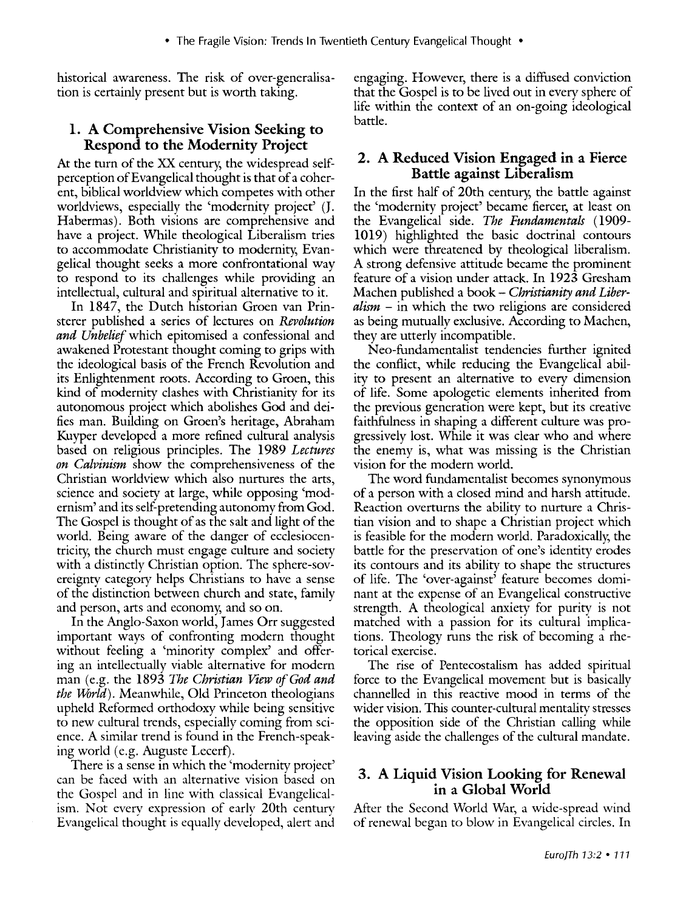historical awareness. The risk of over-generalisation is certainly present but is worth taking.

## 1. A Comprehensive Vision Seeking to Respond to the Modernity Project

At the turn of the XX century, the widespread self-perception of Evangelical thought is that of a coherent, biblical worldview which competes with other worldviews, especially the 'modernity project' (J. Habermas). Both visions are comprehensive and have a project. While theological Liberalism tries to accommodate Christianity to modernity, Evangelical thought seeks a more confrontational way to respond to its challenges while providing an intellectual, cultural and spiritual alternative to it.

In 1847, the Dutch historian Groen van Prinsterer published a series of lectures on *Revolution and Unbelief* which epitomised a confessional and awakened Protestant thought coming to grips with the ideological basis of the French Revolution and its Enlightenment roots. According to Groen, this kind of modernity clashes with Christianity for its autonomous project which abolishes God and deifies man. Building on Groen's heritage, Abraham Kuyper developed a more refined cultural analysis based on religious principles. The 1989 *Lectures on Calvinism* show the comprehensiveness of the Christian worldview which also nurtures the arts, science and society at large, while opposing 'modernism' and its self-pretending autonomy from God. The Gospel is thought of as the salt and light of the world. Being aware of the danger of ecclesiocentricity, the church must engage culture and society with a distinctly Christian option. The sphere-sovereignty category helps Christians to have a sense of the distinction between church and state, family and person, arts and economy, and so on.

In the Anglo-Saxon world, James Orr suggested important ways of confronting modern thought without feeling a 'minority complex' and offering an intellectually viable alternative for modern man (e.g. the 1893 *The Christian View of God and the World*). Meanwhile, Old Princeton theologians upheld Reformed orthodoxy while being sensitive to new cultural trends, especially coming from science. A similar trend is found in the French-speaking world (e.g. Auguste Lecerf).

There is a sense in which the 'modernity project' can be faced with an alternative vision based on the Gospel and in line with classical Evangelicalism. Not every expression of early 20th century Evangelical thought is equally developed, alert and engaging. However, there is a diffused conviction that the Gospel is to be lived out in every sphere of life within the context of an on-going ideological battle.

## 2. A Reduced Vision Engaged in a Fierce Battle against Liberalism

In the first half of 20th century, the battle against the 'modernity project' became fiercer, at least on the Evangelical side. *The Fundamentals* (1909-1019) highlighted the basic doctrinal contours which were threatened by theological liberalism. A strong defensive attitude became the prominent feature of a vision under attack. In 1923 Gresham Machen published a book – *Christianity and Liberalism* – in which the two religions are considered as being mutually exclusive. According to Machen, they are utterly incompatible.

Neo-fundamentalist tendencies further ignited the conflict, while reducing the Evangelical ability to present an alternative to every dimension of life. Some apologetic elements inherited from the previous generation were kept, but its creative faithfulness in shaping a different culture was progressively lost. While it was clear who and where the enemy is, what was missing is the Christian vision for the modern world.

The word fundamentalist becomes synonymous of a person with a closed mind and harsh attitude. Reaction overturns the ability to nurture a Christian vision and to shape a Christian project which is feasible for the modern world. Paradoxically, the battle for the preservation of one's identity erodes its contours and its ability to shape the structures of life. The 'over-against' feature becomes dominant at the expense of an Evangelical constructive strength. A theological anxiety for purity is not matched with a passion for its cultural implications. Theology runs the risk of becoming a rhetorical exercise.

The rise of Pentecostalism has added spiritual force to the Evangelical movement but is basically channelled in this reactive mood in terms of the wider vision. This counter-cultural mentality stresses the opposition side of the Christian calling while leaving aside the challenges of the cultural mandate.

## 3. A Liquid Vision Looking for Renewal in a Global World

After the Second World War, a wide-spread wind of renewal began to blow in Evangelical circles. In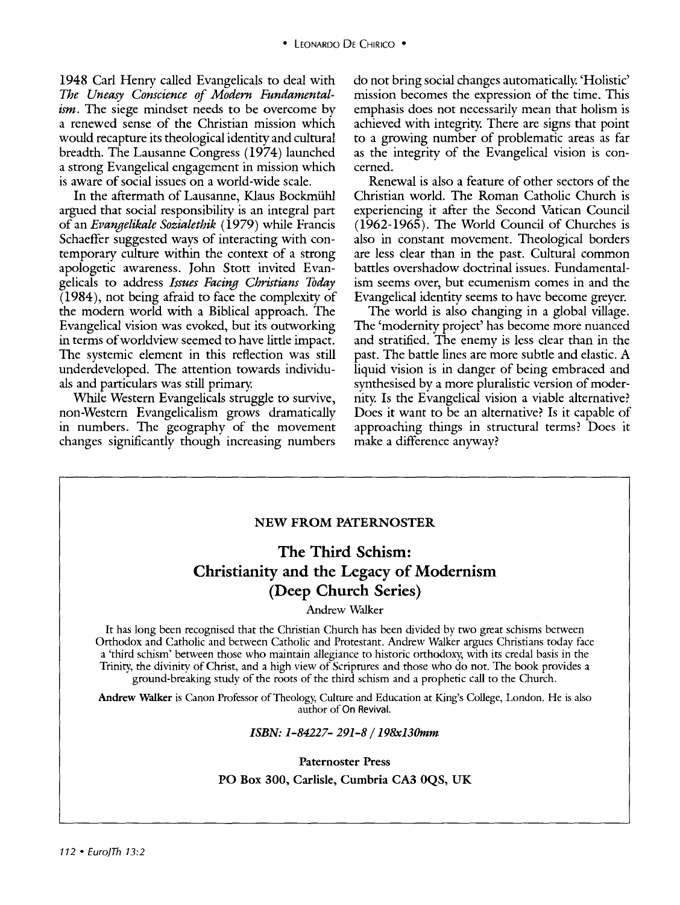1948 Carl Henry called Evangelicals to deal with *The Uneasy Conscience of Modern Fundamentalism*. The siege mindset needs to be overcome by a renewed sense of the Christian mission which would recapture its theological identity and cultural breadth. The Lausanne Congress (1974) launched a strong Evangelical engagement in mission which is aware of social issues on a world-wide scale.

In the aftermath of Lausanne, Klaus Bockmühl argued that social responsibility is an integral part of an *Evangelikale Sozialethik* (1979) while Francis Schaeffer suggested ways of interacting with contemporary culture within the context of a strong apologetic awareness. John Stott invited Evangelicals to address *Issues Facing Christians Today* (1984), not being afraid to face the complexity of the modern world with a Biblical approach. The Evangelical vision was evoked, but its outworking in terms of worldview seemed to have little impact. The systemic element in this reflection was still underdeveloped. The attention towards individuals and particulars was still primary.

While Western Evangelicals struggle to survive, non-Western Evangelicalism grows dramatically in numbers. The geography of the movement changes significantly though increasing numbers do not bring social changes automatically. 'Holistic' mission becomes the expression of the time. This emphasis does not necessarily mean that holism is achieved with integrity. There are signs that point to a growing number of problematic areas as far as the integrity of the Evangelical vision is concerned.

Renewal is also a feature of other sectors of the Christian world. The Roman Catholic Church is experiencing it after the Second Vatican Council (1962-1965). The World Council of Churches is also in constant movement. Theological borders are less clear than in the past. Cultural common battles overshadow doctrinal issues. Fundamentalism seems over, but ecumenism comes in and the Evangelical identity seems to have become greyer.

The world is also changing in a global village. The 'modernity project' has become more nuanced and stratified. The enemy is less clear than in the past. The battle lines are more subtle and elastic. A liquid vision is in danger of being embraced and synthesised by a more pluralistic version of modernity. Is the Evangelical vision a viable alternative? Does it want to be an alternative? Is it capable of approaching things in structural terms? Does it make a difference anyway?

**NEW FROM PATERNOSTER**

## The Third Schism: Christianity and the Legacy of Modernism (Deep Church Series)

Andrew Walker

It has long been recognised that the Christian Church has been divided by two great schisms between Orthodox and Catholic and between Catholic and Protestant. Andrew Walker argues Christians today face a 'third schism' between those who maintain allegiance to historic orthodoxy, with its credal basis in the Trinity, the divinity of Christ, and a high view of Scriptures and those who do not. The book provides a ground-breaking study of the roots of the third schism and a prophetic call to the Church.

**Andrew Walker** is Canon Professor of Theology, Culture and Education at King's College, London. He is also author of On Revival.

***ISBN: 1-84227- 291-8 / 198x130mm***

**Paternoster Press**

**PO Box 300, Carlisle, Cumbria CA3 0QS, UK**